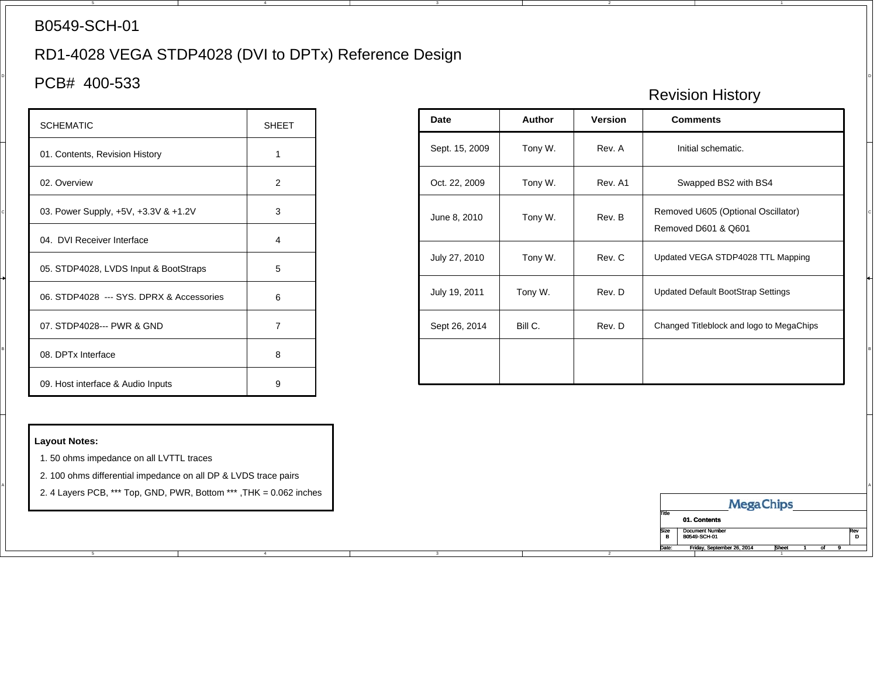# B0549-SCH-01

## RD1-4028 VEGA STDP4028 (DVI to DPTx) Reference Design

## PCB# 400-533

| SCHEMATIC | SHEET |
|---|---|
| 01. Contents, Revision History | 1 |
| 02. Overview | 2 |
| 03. Power Supply, +5V, +3.3V & +1.2V | 3 |
| 04. DVI Receiver Interface | 4 |
| 05. STDP4028, LVDS Input & BootStraps | 5 |
| 06. STDP4028 --- SYS. DPRX & Accessories | 6 |
| 07. STDP4028--- PWR & GND | 7 |
| 08. DPTx Interface | 8 |
| 09. Host interface & Audio Inputs | 9 |

### Revision History

| Date | Author | Version | Comments |
|---|---|---|---|
| Sept. 15, 2009 | Tony W. | Rev. A | Initial schematic. |
| Oct. 22, 2009 | Tony W. | Rev. A1 | Swapped BS2 with BS4 |
| June 8, 2010 | Tony W. | Rev. B | Removed U605 (Optional Oscillator)<br>Removed D601 & Q601 |
| July 27, 2010 | Tony W. | Rev. C | Updated VEGA STDP4028 TTL Mapping |
| July 19, 2011 | Tony W. | Rev. D | Updated Default BootStrap Settings |
| Sept 26, 2014 | Bill C. | Rev. D | Changed Titleblock and logo to MegaChips |
| | | | |

**Layout Notes:**

1. 50 ohms impedance on all LVTTL traces
2. 100 ohms differential impedance on all DP & LVDS trace pairs
2. 4 Layers PCB, *** Top, GND, PWR, Bottom *** ,THK = 0.062 inches

MegaChips

| Title | 01. Contents | |
|---|---|---|
| Size: B | Document Number: B0549-SCH-01 | Rev: D |
| Date: Friday, September 26, 2014 | Sheet 1 of 9 | |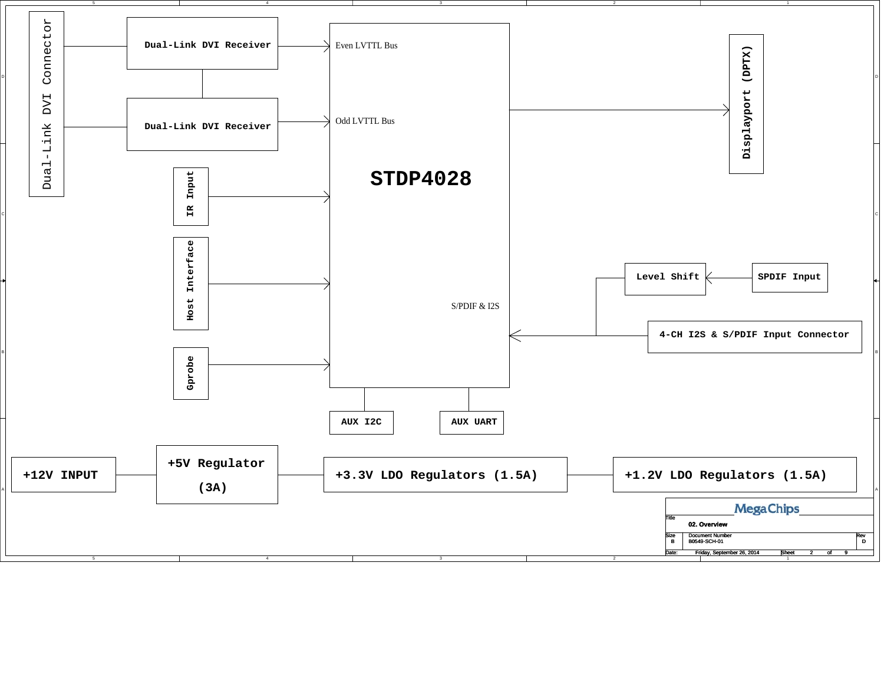Dual-Link DVI Connector

Dual-Link DVI Receiver

Dual-Link DVI Receiver

Even LVTTL Bus

Odd LVTTL Bus

STDP4028

Displayport (DPTX)

IR Input

Host Interface

Gprobe

S/PDIF & I2S

Level Shift

SPDIF Input

4-CH I2S & S/PDIF Input Connector

AUX I2C

AUX UART

+12V INPUT

+5V Regulator (3A)

+3.3V LDO Regulators (1.5A)

+1.2V LDO Regulators (1.5A)

MegaChips

| Title | 02. Overview | |
|---|---|---|
| Size | Document Number | Rev |
| B | B0549-SCH-01 | D |
| Date: | Friday, September 26, 2014 | Sheet 2 of 9 |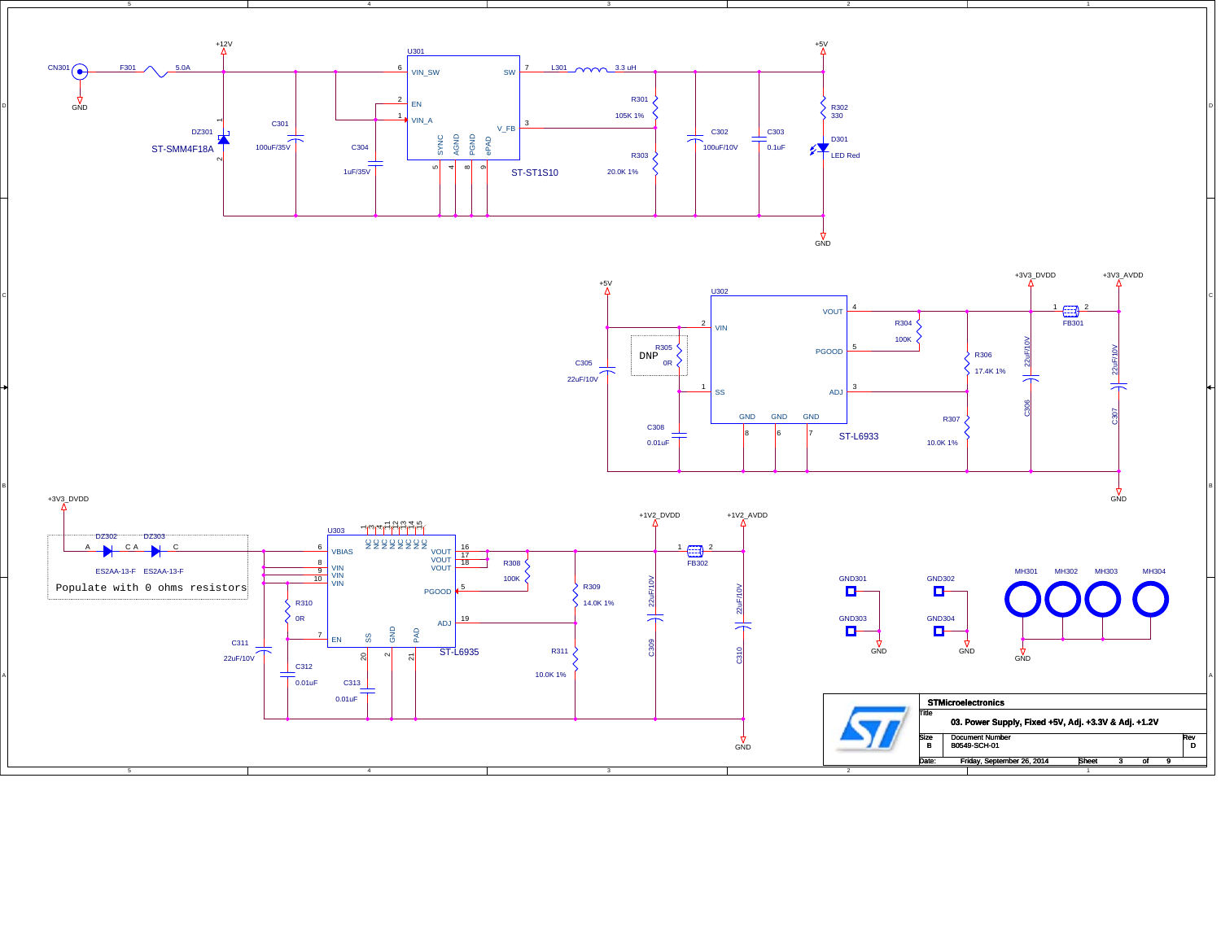# 03. Power Supply, Fixed +5V, Adj. +3.3V & Adj. +1.2V

## +5V Supply (U301, ST-ST1S10)

- CN301 → F301 (5.0A) → +12V
- DZ301: ST-SMM4F18A
- C301: 100uF/35V
- C304: 1uF/35V
- U301: ST-ST1S10 — pins: 6 VIN_SW, 2 EN, 1 VIN_A, 7 SW, 3 V_FB, 5 SYNC, 4 AGND, 8 PGND, 9 ePAD
- L301: 3.3 uH
- R301: 105K 1%
- R303: 20.0K 1%
- C302: 100uF/10V
- C303: 0.1uF
- R302: 330
- D301: LED Red
- Output: +5V

## +3V3 Supply (U302, ST-L6933)

- Input: +5V
- C305: 22uF/10V
- R305: 0R (DNP)
- C308: 0.01uF
- U302: ST-L6933 — pins: 2 VIN, 1 SS, 4 VOUT, 5 PGOOD, 3 ADJ, 8 GND, 6 GND, 7 GND
- R304: 100K
- R306: 17.4K 1%
- R307: 10.0K 1%
- C306: 22uF/10V
- FB301
- C307: 22uF/10V
- Outputs: +3V3_DVDD, +3V3_AVDD

## +1V2 Supply (U303, ST-L6935)

- Input: +3V3_DVDD
- DZ302: ES2AA-13-F
- DZ303: ES2AA-13-F
- Populate with 0 ohms resistors
- U303: ST-L6935 — pins: 6 VBIAS, 8 VIN, 9 VIN, 10 VIN, 7 EN, 20 SS, 2 GND, 21 PAD, 16 VOUT, 17 VOUT, 18 VOUT, 5 PGOOD, 19 ADJ, 1/3/4/11/12/13/14/15 NC
- R310: 0R
- C311: 22uF/10V
- C312: 0.01uF
- C313: 0.01uF
- R308: 100K
- R309: 14.0K 1%
- R311: 10.0K 1%
- C309: 22uF/10V
- FB302
- C310: 22uF/10V
- Outputs: +1V2_DVDD, +1V2_AVDD

## Ground Points and Mounting Holes

- GND301, GND302, GND303, GND304
- MH301, MH302, MH303, MH304

| STMicroelectronics | | |
|---|---|---|
| Title | 03. Power Supply, Fixed +5V, Adj. +3.3V & Adj. +1.2V | |
| Size: B | Document Number: B0549-SCH-01 | Rev: D |
| Date: Friday, September 26, 2014 | Sheet 3 of 9 | |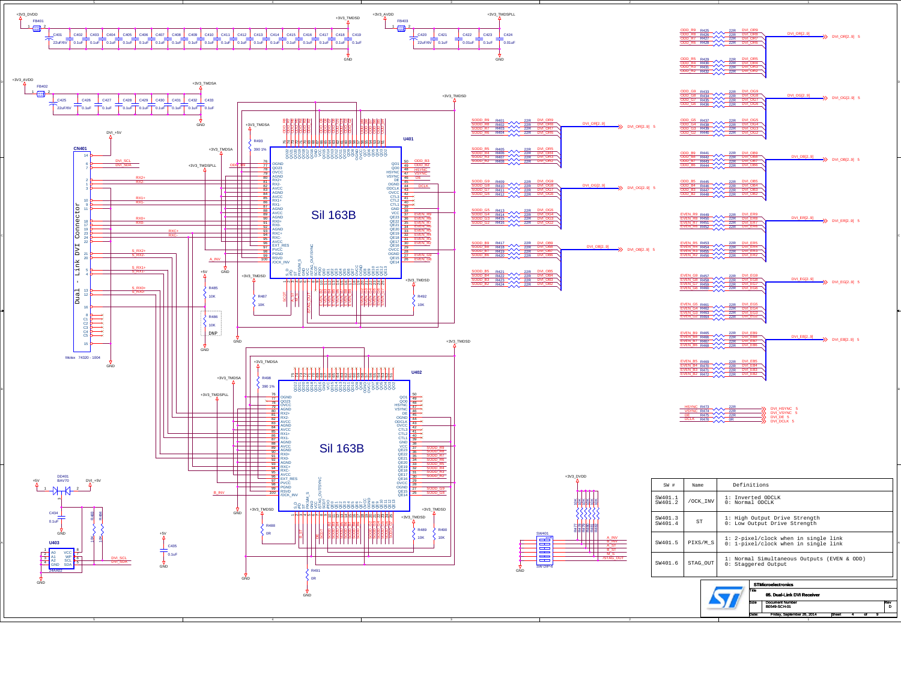| SW # | Name | Definitions |
| --- | --- | --- |
| SW401.1<br>SW401.2 | /OCK_INV | 1: Inverted ODCLK<br>0: Normal ODCLK |
| SW401.3<br>SW401.4 | ST | 1: High Output Drive Strength<br>0: Low Output Drive Strength |
| SW401.5 | PIXS/M_S | 1: 2-pixel/clock when in single link<br>0: 1-pixel/clock when in single link |
| SW401.6 | STAG_OUT | 1: Normal Simultaneous Outputs (EVEN & ODD)<br>0: Staggered Output |

**STMicroelectronics**

Title: **05. Dual-Link DVI Receiver**

| Size | Document Number | Rev |
| --- | --- | --- |
| | B0549-SCH-01 | D |

Date: Friday, September 26, 2014 — Sheet 4 of 9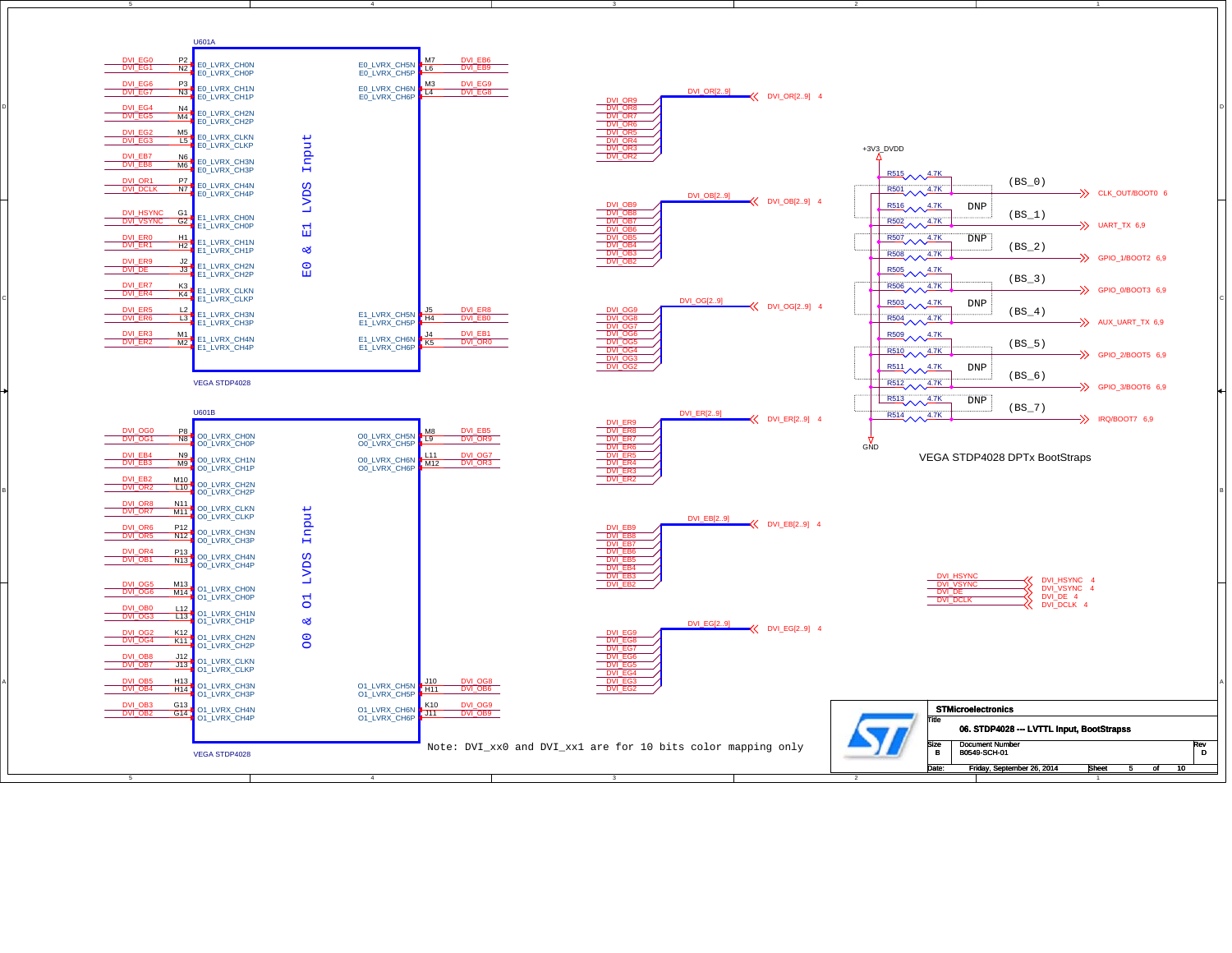## U601A — E0 & E1 LVDS Input (VEGA STDP4028)

| Net | Pin | Signal | Signal | Pin | Net |
|---|---|---|---|---|---|
| DVI_EG0 | P2 | E0_LVRX_CH0N | E0_LVRX_CH5N | M7 | DVI_EB6 |
| DVI_EG1 | N2 | E0_LVRX_CH0P | E0_LVRX_CH5P | L6 | DVI_EB9 |
| DVI_EG6 | P3 | E0_LVRX_CH1N | E0_LVRX_CH6N | M3 | DVI_EG9 |
| DVI_EG7 | N3 | E0_LVRX_CH1P | E0_LVRX_CH6P | L4 | DVI_EG8 |
| DVI_EG4 | N4 | E0_LVRX_CH2N | | | |
| DVI_EG5 | M4 | E0_LVRX_CH2P | | | |
| DVI_EG2 | M5 | E0_LVRX_CLKN | | | |
| DVI_EG3 | L5 | E0_LVRX_CLKP | | | |
| DVI_EB7 | N6 | E0_LVRX_CH3N | | | |
| DVI_EB8 | M6 | E0_LVRX_CH3P | | | |
| DVI_OR1 | P7 | E0_LVRX_CH4N | | | |
| DVI_DCLK | N7 | E0_LVRX_CH4P | | | |
| DVI_HSYNC | G1 | E1_LVRX_CH0N | | | |
| DVI_VSYNC | G2 | E1_LVRX_CH0P | | | |
| DVI_ER0 | H1 | E1_LVRX_CH1N | | | |
| DVI_ER1 | H2 | E1_LVRX_CH1P | | | |
| DVI_ER9 | J2 | E1_LVRX_CH2N | | | |
| DVI_DE | J3 | E1_LVRX_CH2P | | | |
| DVI_ER7 | K3 | E1_LVRX_CLKN | | | |
| DVI_ER4 | K4 | E1_LVRX_CLKP | | | |
| DVI_ER5 | L2 | E1_LVRX_CH3N | E1_LVRX_CH5N | J5 | DVI_ER8 |
| DVI_ER6 | L3 | E1_LVRX_CH3P | E1_LVRX_CH5P | H4 | DVI_EB0 |
| DVI_ER3 | M1 | E1_LVRX_CH4N | E1_LVRX_CH6N | J4 | DVI_EB1 |
| DVI_ER2 | M2 | E1_LVRX_CH4P | E1_LVRX_CH6P | K5 | DVI_OR0 |

## U601B — O0 & O1 LVDS Input (VEGA STDP4028)

| Net | Pin | Signal | Signal | Pin | Net |
|---|---|---|---|---|---|
| DVI_OG0 | P8 | O0_LVRX_CH0N | O0_LVRX_CH5N | M8 | DVI_EB5 |
| DVI_OG1 | N8 | O0_LVRX_CH0P | O0_LVRX_CH5P | L9 | DVI_OR9 |
| DVI_EB4 | N9 | O0_LVRX_CH1N | O0_LVRX_CH6N | L11 | DVI_OG7 |
| DVI_EB3 | M9 | O0_LVRX_CH1P | O0_LVRX_CH6P | M12 | DVI_OR3 |
| DVI_EB2 | M10 | O0_LVRX_CH2N | | | |
| DVI_OR2 | L10 | O0_LVRX_CH2P | | | |
| DVI_OR8 | N11 | O0_LVRX_CLKN | | | |
| DVI_OR7 | M11 | O0_LVRX_CLKP | | | |
| DVI_OR6 | P12 | O0_LVRX_CH3N | | | |
| DVI_OR5 | N12 | O0_LVRX_CH3P | | | |
| DVI_OR4 | P13 | O0_LVRX_CH4N | | | |
| DVI_OB1 | N13 | O0_LVRX_CH4P | | | |
| DVI_OG5 | M13 | O1_LVRX_CH0N | | | |
| DVI_OG6 | M14 | O1_LVRX_CH0P | | | |
| DVI_OB0 | L12 | O1_LVRX_CH1N | | | |
| DVI_OG3 | L13 | O1_LVRX_CH1P | | | |
| DVI_OG2 | K12 | O1_LVRX_CH2N | | | |
| DVI_OG4 | K11 | O1_LVRX_CH2P | | | |
| DVI_OB8 | J12 | O1_LVRX_CLKN | | | |
| DVI_OB7 | J13 | O1_LVRX_CLKP | | | |
| DVI_OB5 | H13 | O1_LVRX_CH3N | O1_LVRX_CH5N | J10 | DVI_OG8 |
| DVI_OB4 | H14 | O1_LVRX_CH3P | O1_LVRX_CH5P | H11 | DVI_OB6 |
| DVI_OB3 | G13 | O1_LVRX_CH4N | O1_LVRX_CH6N | K10 | DVI_OG9 |
| DVI_OB2 | G14 | O1_LVRX_CH4P | O1_LVRX_CH6P | J11 | DVI_OB9 |

## Buses

- DVI_OR[2..9] (4): DVI_OR9, DVI_OR8, DVI_OR7, DVI_OR6, DVI_OR5, DVI_OR4, DVI_OR3, DVI_OR2
- DVI_OB[2..9] (4): DVI_OB9, DVI_OB8, DVI_OB7, DVI_OB6, DVI_OB5, DVI_OB4, DVI_OB3, DVI_OB2
- DVI_OG[2..9] (4): DVI_OG9, DVI_OG8, DVI_OG7, DVI_OG6, DVI_OG5, DVI_OG4, DVI_OG3, DVI_OG2
- DVI_ER[2..9] (4): DVI_ER9, DVI_ER8, DVI_ER7, DVI_ER6, DVI_ER5, DVI_ER4, DVI_ER3, DVI_ER2
- DVI_EB[2..9] (4): DVI_EB9, DVI_EB8, DVI_EB7, DVI_EB6, DVI_EB5, DVI_EB4, DVI_EB3, DVI_EB2
- DVI_EG[2..9] (4): DVI_EG9, DVI_EG8, DVI_EG7, DVI_EG6, DVI_EG5, DVI_EG4, DVI_EG3, DVI_EG2

Off-page: DVI_HSYNC 4, DVI_VSYNC 4, DVI_DE 4, DVI_DCLK 4

## VEGA STDP4028 DPTx BootStraps

+3V3_DVDD / GND

| Strap | Pull-up | Pull-down | Value | Net |
|---|---|---|---|---|
| (BS_0) | R515 | R501 (DNP) | 4.7K | CLK_OUT/BOOT0 6 |
| (BS_1) | R516 (DNP) | R502 | 4.7K | UART_TX 6,9 |
| (BS_2) | R507 (DNP) | R508 | 4.7K | GPIO_1/BOOT2 6,9 |
| (BS_3) | R505 | R506 (DNP) | 4.7K | GPIO_0/BOOT3 6,9 |
| (BS_4) | R503 (DNP) | R504 | 4.7K | AUX_UART_TX 6,9 |
| (BS_5) | R509 | R510 (DNP) | 4.7K | GPIO_2/BOOT5 6,9 |
| (BS_6) | R511 (DNP) | R512 | 4.7K | GPIO_3/BOOT6 6,9 |
| (BS_7) | R513 (DNP) | R514 | 4.7K | IRQ/BOOT7 6,9 |

Note: DVI_xx0 and DVI_xx1 are for 10 bits color mapping only

STMicroelectronics — Title: 06. STDP4028 --- LVTTL Input, BootStrapss — Size: B — Document Number: B0549-SCH-01 — Rev: D — Date: Friday, September 26, 2014 — Sheet 5 of 10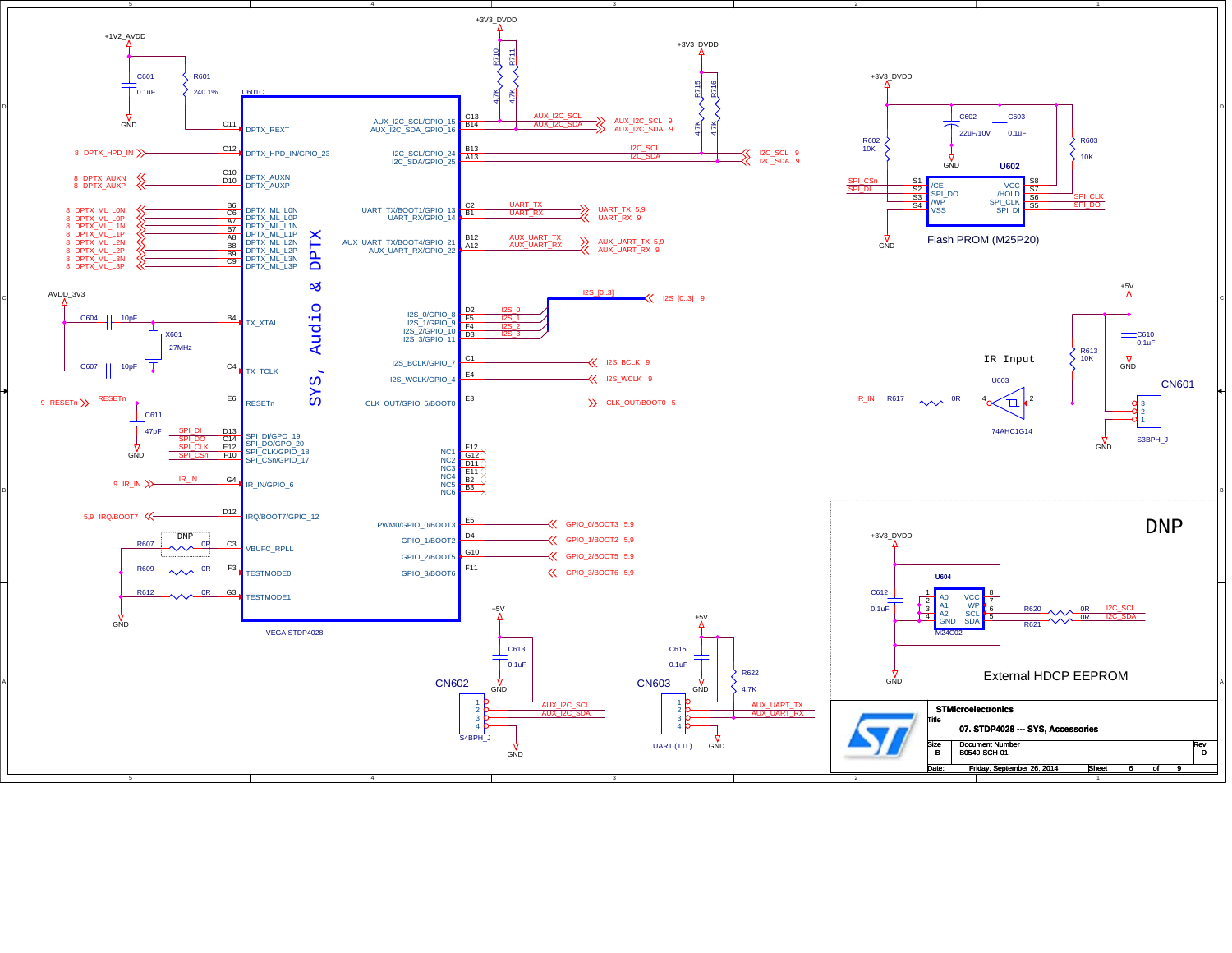# 07. STDP4028 --- SYS, Accessories

**STMicroelectronics**

| Size | Document Number | Rev |
|---|---|---|
| B | B0549-SCH-01 | D |

Date: Friday, September 26, 2014 — Sheet 6 of 9

## U601C — VEGA STDP4028 (SYS, Audio & DPTX)

| Pin | Signal | Net |
|---|---|---|
| C11 | DPTX_REXT | R601 240 1% to +1V2_AVDD; C601 0.1uF to GND |
| C12 | DPTX_HPD_IN/GPIO_23 | 8 DPTX_HPD_IN |
| C10 | DPTX_AUXN | 8 DPTX_AUXN |
| D10 | DPTX_AUXP | 8 DPTX_AUXP |
| B6 | DPTX_ML_L0N | 8 DPTX_ML_L0N |
| C6 | DPTX_ML_L0P | 8 DPTX_ML_L0P |
| A7 | DPTX_ML_L1N | 8 DPTX_ML_L1N |
| B7 | DPTX_ML_L1P | 8 DPTX_ML_L1P |
| A8 | DPTX_ML_L2N | 8 DPTX_ML_L2N |
| B8 | DPTX_ML_L2P | 8 DPTX_ML_L2P |
| B9 | DPTX_ML_L3N | 8 DPTX_ML_L3N |
| C9 | DPTX_ML_L3P | 8 DPTX_ML_L3P |
| B4 | TX_XTAL | X601 27MHz; C604 10pF; AVDD_3V3 |
| C4 | TX_TCLK | C607 10pF |
| E6 | RESETn | 9 RESETn; C611 47pF to GND |
| D13 | SPI_DI/GPO_19 | SPI_DI |
| C14 | SPI_DO/GPO_20 | SPI_DO |
| E12 | SPI_CLK/GPIO_18 | SPI_CLK |
| F10 | SPI_CSn/GPIO_17 | SPI_CSn |
| G4 | IR_IN/GPIO_6 | 9 IR_IN |
| D12 | IRQ/BOOT7/GPIO_12 | 5,9 IRQ/BOOT7 |
| C3 | VBUFC_RPLL | R607 0R (DNP) |
| F3 | TESTMODE0 | R609 0R to GND |
| G3 | TESTMODE1 | R612 0R to GND |
| C13 | AUX_I2C_SCL/GPIO_15 | AUX_I2C_SCL 9 (R710 4.7K to +3V3_DVDD) |
| B14 | AUX_I2C_SDA_GPIO_16 | AUX_I2C_SDA 9 (R711 4.7K to +3V3_DVDD) |
| B13 | I2C_SCL/GPIO_24 | I2C_SCL 9 (R715 4.7K to +3V3_DVDD) |
| A13 | I2C_SDA/GPIO_25 | I2C_SDA 9 (R716 4.7K to +3V3_DVDD) |
| C2 | UART_TX/BOOT1/GPIO_13 | UART_TX 5,9 |
| B1 | UART_RX/GPIO_14 | UART_RX 9 |
| B12 | AUX_UART_TX/BOOT4/GPIO_21 | AUX_UART_TX 5,9 |
| A12 | AUX_UART_RX/GPIO_22 | AUX_UART_RX 9 |
| D2 | I2S_0/GPIO_8 | I2S_0 → I2S_[0..3] 9 |
| F5 | I2S_1/GPIO_9 | I2S_1 |
| F4 | I2S_2/GPIO_10 | I2S_2 |
| D3 | I2S_3/GPIO_11 | I2S_3 |
| C1 | I2S_BCLK/GPIO_7 | I2S_BCLK 9 |
| E4 | I2S_WCLK/GPIO_4 | I2S_WCLK 9 |
| E3 | CLK_OUT/GPIO_5/BOOT0 | CLK_OUT/BOOT0 5 |
| F12 | NC1 | |
| G12 | NC2 | |
| D11 | NC3 | |
| E11 | NC4 | |
| B2 | NC5 | |
| B3 | NC6 | |
| E5 | PWM0/GPIO_0/BOOT3 | GPIO_0/BOOT3 5,9 |
| D4 | GPIO_1/BOOT2 | GPIO_1/BOOT2 5,9 |
| G10 | GPIO_2/BOOT5 | GPIO_2/BOOT5 5,9 |
| F11 | GPIO_3/BOOT6 | GPIO_3/BOOT6 5,9 |

## Flash PROM (M25P20) — U602

| Pin | Signal | Net |
|---|---|---|
| S1 | /CE | SPI_CSn (R602 10K to +3V3_DVDD) |
| S2 | SPI_DO | SPI_DI |
| S3 | /WP | |
| S4 | VSS | GND |
| S8 | VCC | +3V3_DVDD (C602 22uF/10V, C603 0.1uF) |
| S7 | /HOLD | R603 10K |
| S6 | SPI_CLK | SPI_CLK |
| S5 | SPI_DI | SPI_DO |

## IR Input

IR_IN — R617 0R — U603 74AHC1G14 (pin 4 / pin 2) — CN601 S3BPH_J (pins 3, 2, 1); R613 10K; C610 0.1uF; +5V; GND

## CN602 (S4BPH_J)

+5V, C613 0.1uF, GND; pins 1–4: AUX_I2C_SCL, AUX_I2C_SDA, GND

## CN603 — UART (TTL)

+5V, C615 0.1uF, R622 4.7K, GND; pins 1–4: AUX_UART_TX, AUX_UART_RX, GND

## External HDCP EEPROM (DNP)

U604 M24C02: A0 (1), A1 (2), A2 (3), GND (4), VCC (8), WP (7), SCL (6), SDA (5); +3V3_DVDD; C612 0.1uF; R620 0R — I2C_SCL; R621 0R — I2C_SDA; GND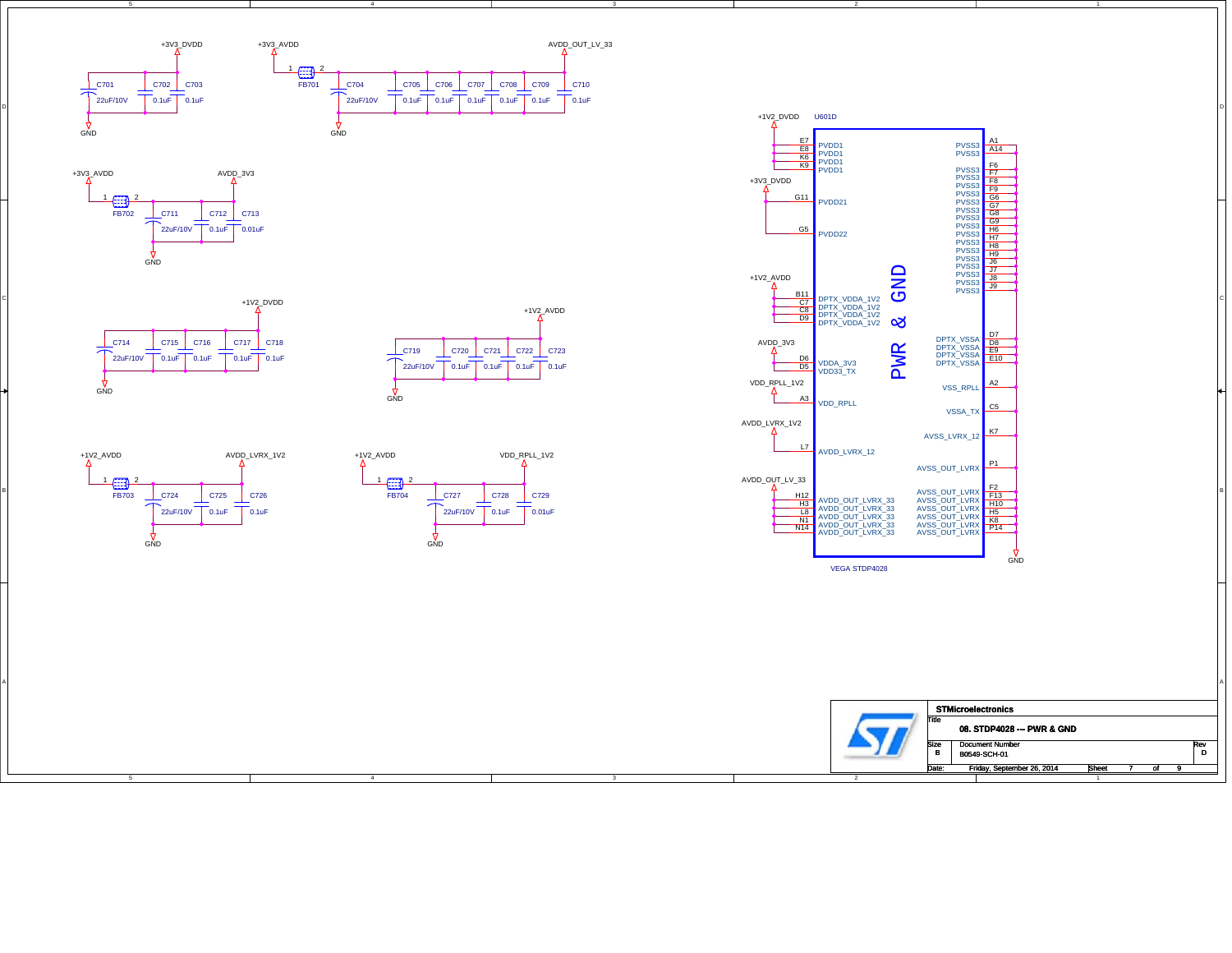# 08. STDP4028 --- PWR & GND

## Decoupling capacitors

| Rail / Filter | Capacitors |
|---|---|
| +3V3_DVDD → GND | C701 22uF/10V, C702 0.1uF, C703 0.1uF |
| +3V3_AVDD → FB701 → AVDD_OUT_LV_33 → GND | C704 22uF/10V, C705 0.1uF, C706 0.1uF, C707 0.1uF, C708 0.1uF, C709 0.1uF, C710 0.1uF |
| +3V3_AVDD → FB702 → AVDD_3V3 → GND | C711 22uF/10V, C712 0.1uF, C713 0.01uF |
| +1V2_DVDD → GND | C714 22uF/10V, C715 0.1uF, C716 0.1uF, C717 0.1uF, C718 0.1uF |
| +1V2_AVDD → GND | C719 22uF/10V, C720 0.1uF, C721 0.1uF, C722 0.1uF, C723 0.1uF |
| +1V2_AVDD → FB703 → AVDD_LVRX_1V2 → GND | C724 22uF/10V, C725 0.1uF, C726 0.1uF |
| +1V2_AVDD → FB704 → VDD_RPLL_1V2 → GND | C727 22uF/10V, C728 0.1uF, C729 0.01uF |

## U601D — VEGA STDP4028 (PWR & GND)

| Net | Pins | Pin Name |
|---|---|---|
| +1V2_DVDD | E7, E8, K6, K9 | PVDD1 |
| +3V3_DVDD | G11 | PVDD21 |
| +3V3_DVDD | G5 | PVDD22 |
| +1V2_AVDD | B11, C7, C8, D9 | DPTX_VDDA_1V2 |
| AVDD_3V3 | D6 | VDDA_3V3 |
| AVDD_3V3 | D5 | VDD33_TX |
| VDD_RPLL_1V2 | A3 | VDD_RPLL |
| AVDD_LVRX_1V2 | L7 | AVDD_LVRX_12 |
| AVDD_OUT_LV_33 | H12, H3, L8, N1, N14 | AVDD_OUT_LVRX_33 |

| Pins | Pin Name | Net |
|---|---|---|
| A1, A14, F6, F7, F8, F9, G6, G7, G8, G9, H6, H7, H8, H9, J6, J7, J8, J9 | PVSS3 | GND |
| D7, D8, E9, E10 | DPTX_VSSA | GND |
| A2 | VSS_RPLL | GND |
| C5 | VSSA_TX | GND |
| K7 | AVSS_LVRX_12 | GND |
| P1, F2, F13, H10, H5, K8, P14 | AVSS_OUT_LVRX | GND |

STMicroelectronics
Title: 08. STDP4028 --- PWR & GND
Size: B
Document Number: B0549-SCH-01
Rev: D
Date: Friday, September 26, 2014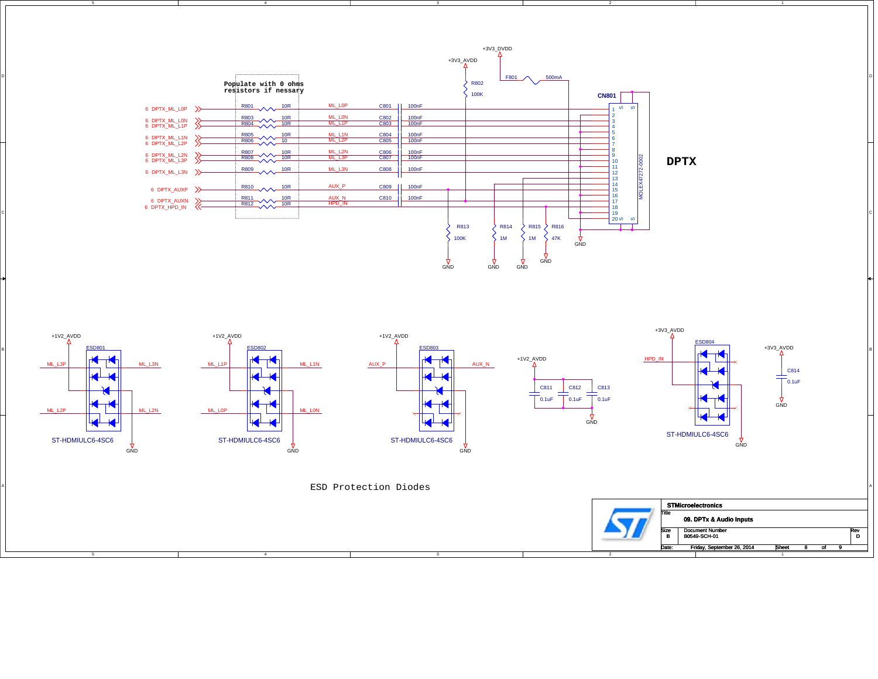# DPTX

Populate with 0 ohms resistors if nessary

| Signal | Resistor | Value | Net | Capacitor | Value |
|---|---|---|---|---|---|
| 6 DPTX_ML_L0P | R801 | 10R | ML_L0P | C801 | 100nF |
| 6 DPTX_ML_L0N | R803 | 10R | ML_L0N | C802 | 100nF |
| 6 DPTX_ML_L1P | R804 | 10R | ML_L1P | C803 | 100nF |
| 6 DPTX_ML_L1N | R805 | 10R | ML_L1N | C804 | 100nF |
| 6 DPTX_ML_L2P | R806 | 10 | ML_L2P | C805 | 100nF |
| 6 DPTX_ML_L2N | R807 | 10R | ML_L2N | C806 | 100nF |
| 6 DPTX_ML_L3P | R808 | 10R | ML_L3P | C807 | 100nF |
| 6 DPTX_ML_L3N | R809 | 10R | ML_L3N | C808 | 100nF |
| 6 DPTX_AUXP | R810 | 10R | AUX_P | C809 | 100nF |
| 6 DPTX_AUXN | R811 | 10R | AUX_N | C810 | 100nF |
| 6 DPTX_HPD_IN | R812 | 10R | HPD_IN | | |

CN801 — MOLEX47272-0002 (pins 1–20, S)

+3V3_DVDD — F801 500mA

+3V3_AVDD — R802 100K

R813 100K — GND

R814 1M — GND

R815 1M — GND

R816 47K — GND

GND

## ESD Protection Diodes

ESD801 — ST-HDMIULC6-4SC6: ML_L3P, ML_L3N, ML_L2P, ML_L2N; +1V2_AVDD; GND

ESD802 — ST-HDMIULC6-4SC6: ML_L1P, ML_L1N, ML_L0P, ML_L0N; +1V2_AVDD; GND

ESD803 — ST-HDMIULC6-4SC6: AUX_P, AUX_N; +1V2_AVDD; GND

+1V2_AVDD — C811 0.1uF, C812 0.1uF, C813 0.1uF — GND

ESD804 — ST-HDMIULC6-4SC6: HPD_IN; +3V3_AVDD; GND

+3V3_AVDD — C814 0.1uF — GND

| STMicroelectronics | | |
|---|---|---|
| Title | 09. DPTx & Audio Inputs | |
| Size: B | Document Number: B0549-SCH-01 | Rev: D |
| Date: Friday, September 26, 2014 | Sheet 8 of 9 | |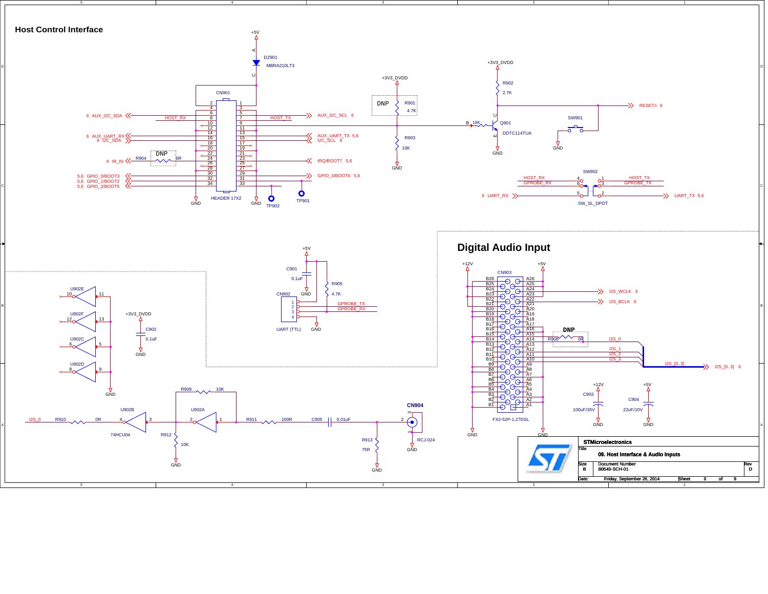## Host Control Interface

+5V

DZ901
MBRA210LT3

CN901
HEADER 17X2

6 AUX_I2C_SDA
HOST_RX
HOST_TX
AUX_I2C_SCL 6
6 AUX_UART_RX
6 I2C_SDA
AUX_UART_TX 5,6
I2C_SCL 6
6 IR_IN
R904
DNP
0R
IRQ/BOOT7 5,6
5,6 GPIO_0/BOOT3
5,6 GPIO_1/BOOT2
5,6 GPIO_2/BOOT5
GPIO_3/BOOT6 5,6

GND
GND
TP902
TP901

+3V3_DVDD
DNP
R901
4.7K
R903
10K
GND

+3V3_DVDD
R902
2.7K
RESETn 6
B 10K
Q901
DDTC114TUA
GND
SW901
GND

SW902
HOST_RX
GPROBE_RX
HOST_TX
GPROBE_TX
6 UART_RX
UART_TX 5,6
SW_SL_DPDT

+5V
C901
0.1uF
GND
R905
4.7K
CN902
UART (TTL)
GPROBE_TX
GPROBE_RX
GND

U902E
U902F
U902C
U902D
+3V3_DVDD
C902
0.1uF
GND
GND

I2S_0
R910
0R
U902B
74HCU04
U902A
R909
10K
R912
10K
GND
R911
100R
C905
0.01uF
CN904
RCJ-024
GND
R913
75R
GND

## Digital Audio Input

+12V
+5V
CN903
FX2-52P-1.27DSL
I2S_WCLK 6
I2S_BCLK 6
DNP
R908
0R
I2S_0
I2S_1
I2S_2
I2S_3
I2S_[0..3]
I2S_[0..3] 6
GND
GND

+12V
C903
100uF/35V
GND
+5V
C904
22uF/10V
GND

STMicroelectronics
Title: 09. Host Interface & Audio Inputs
Size: B
Document Number: B0549-SCH-01
Rev: D
Date: Friday, September 26, 2014
Sheet 9 of 9